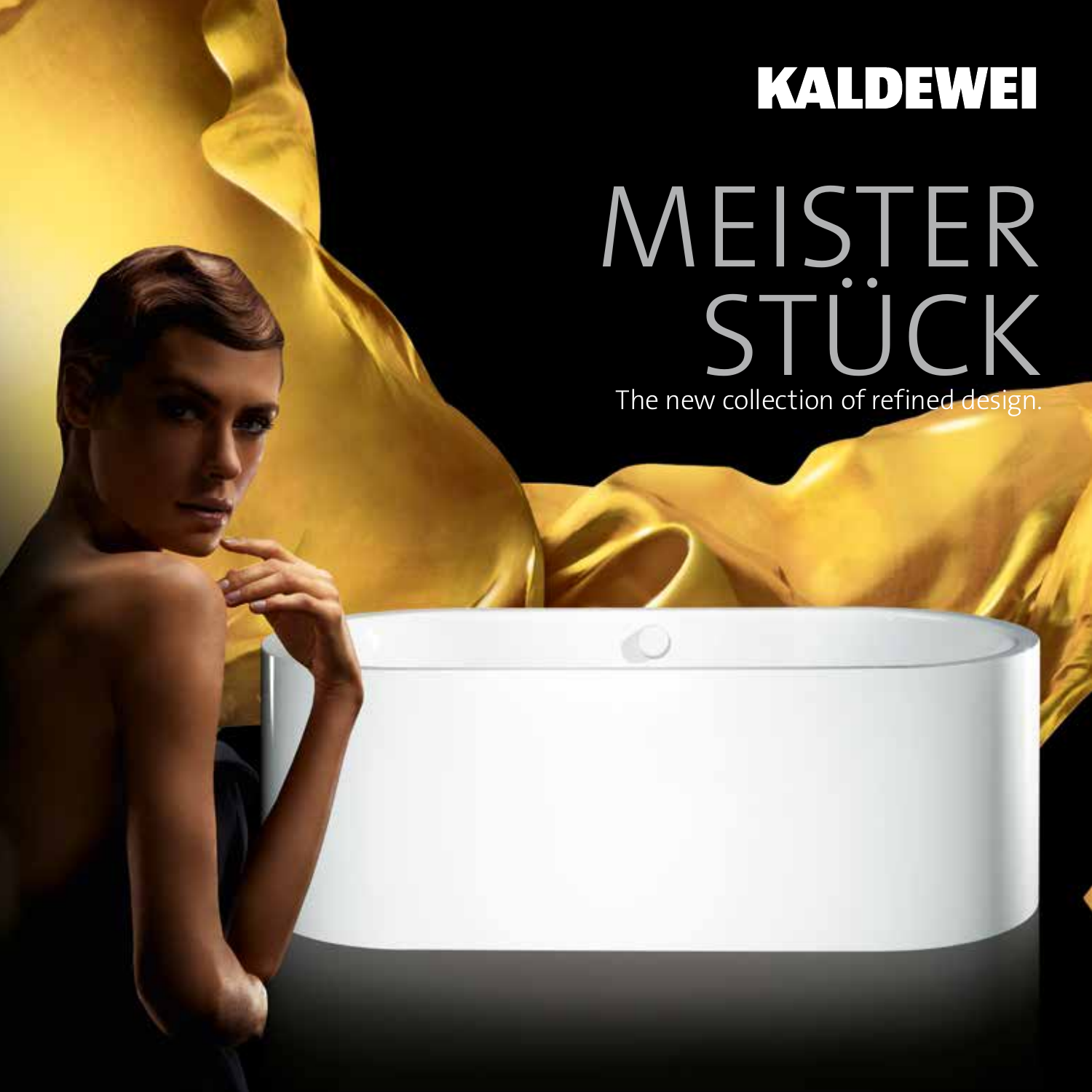KALDEWEI

# MEISTER STÜCK

The new collection of refined design.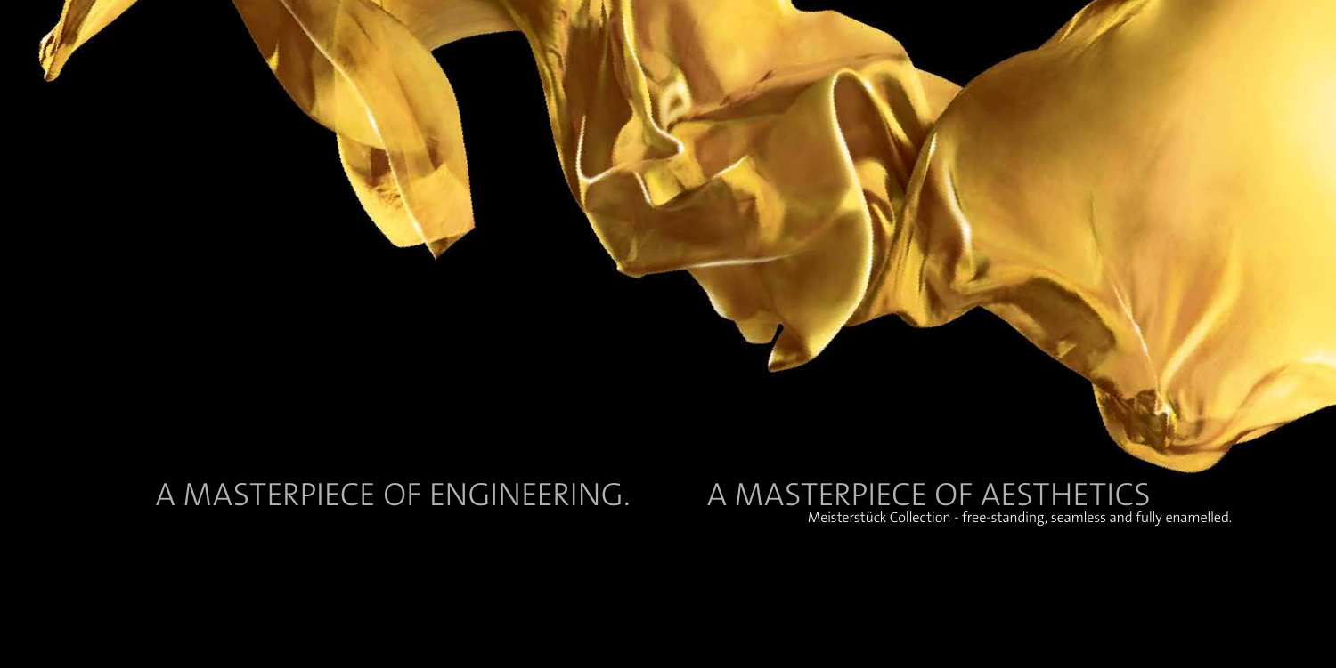A MASTERPIECE OF ENGINEERING. A MASTERPIECE OF AESTHETICS

Meisterstück Collection - free-standing, seamless and fully enamelled.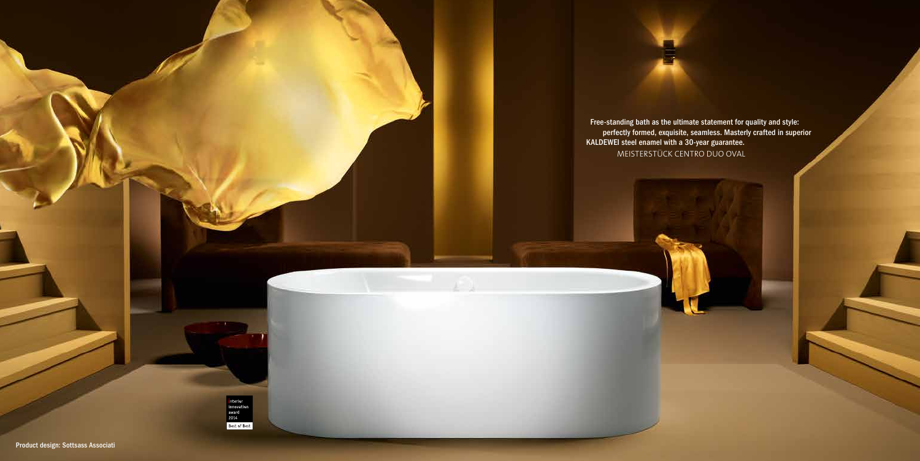Free-standing bath as the ultimate statement for quality and style: perfectly formed, exquisite, seamless. Masterly crafted in superior KALDEWEI steel enamel with a 30-year guarantee.
MEISTERSTÜCK CENTRO DUO OVAL

interior innovation award 2014
Best of Best

Product design: Sottsass Associati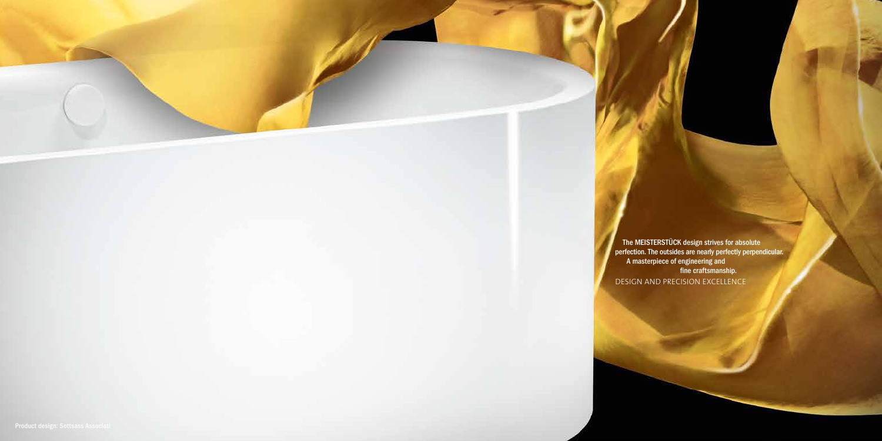The MEISTERSTÜCK design strives for absolute perfection. The outsides are nearly perfectly perpendicular. A masterpiece of engineering and fine craftsmanship.

DESIGN AND PRECISION EXCELLENCE

Product design: Sottsass Associati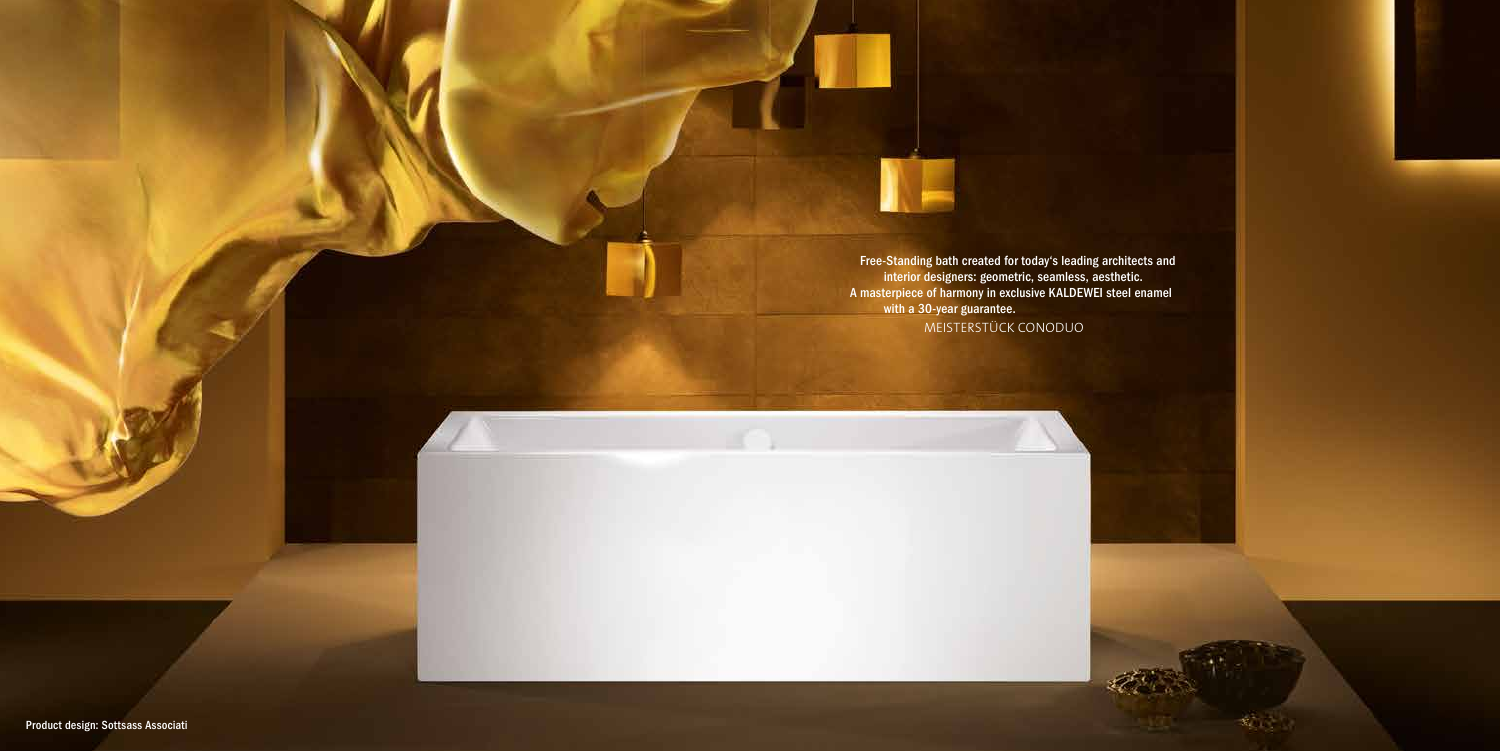Free-Standing bath created for today's leading architects and interior designers: geometric, seamless, aesthetic.
A masterpiece of harmony in exclusive KALDEWEI steel enamel with a 30-year guarantee.

MEISTERSTÜCK CONODUO

Product design: Sottsass Associati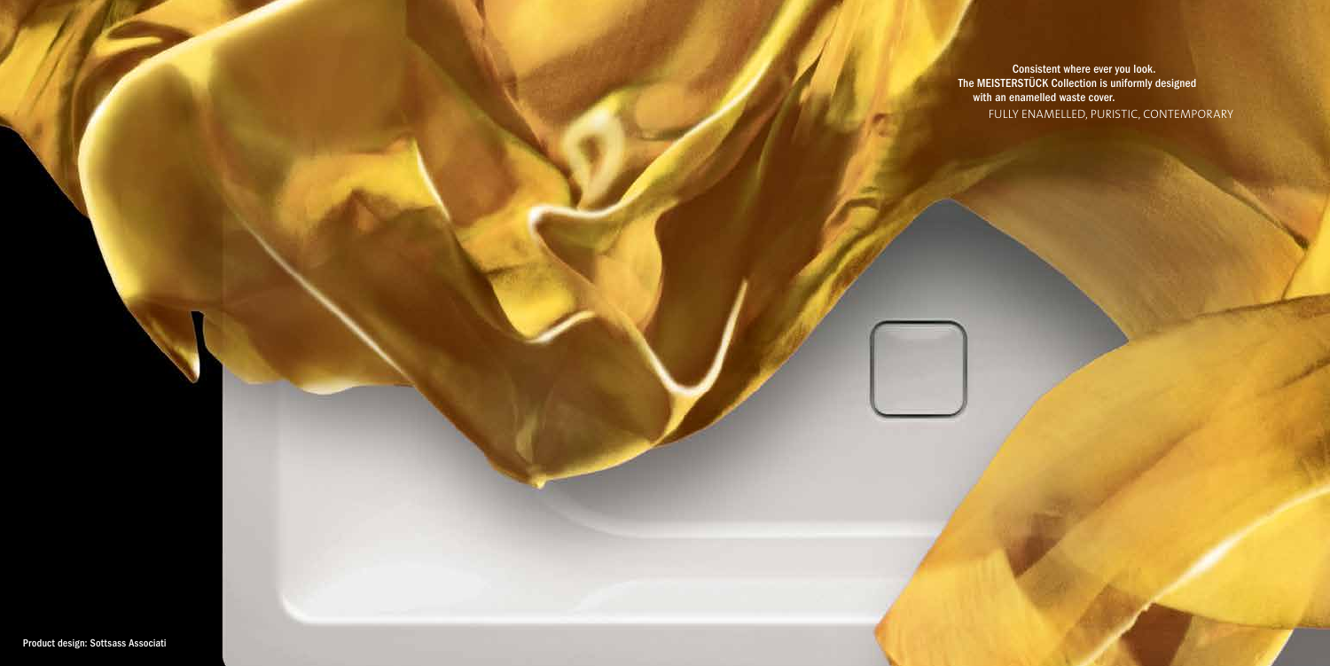**Consistent where ever you look.**
**The MEISTERSTÜCK Collection is uniformly designed with an enamelled waste cover.**

FULLY ENAMELLED, PURISTIC, CONTEMPORARY

**Product design: Sottsass Associati**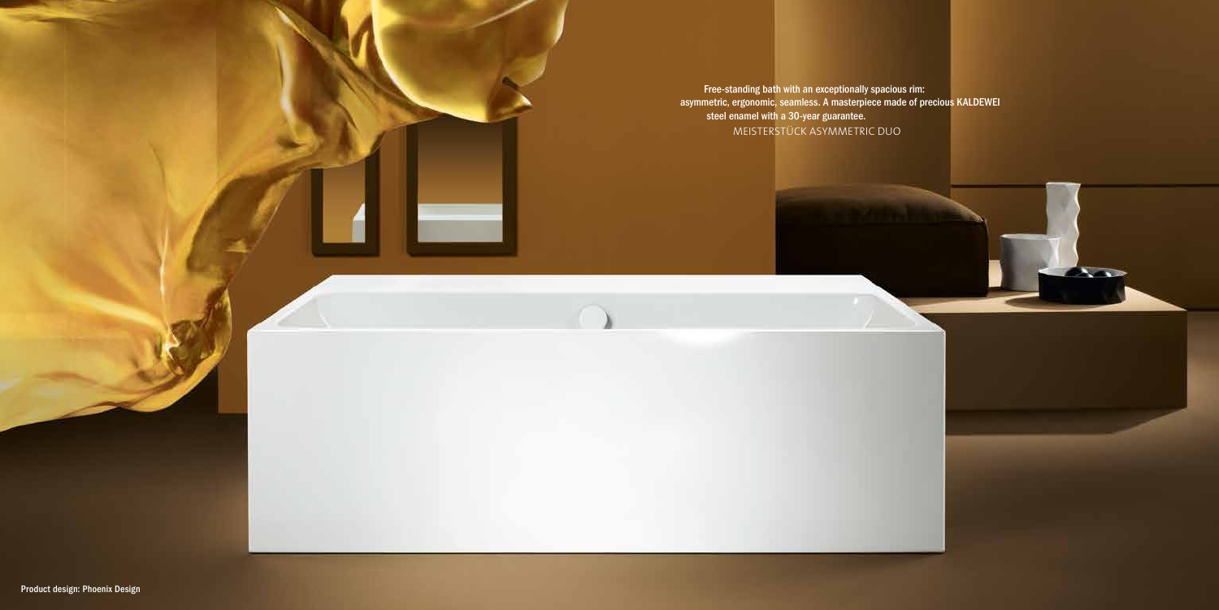Free-standing bath with an exceptionally spacious rim: asymmetric, ergonomic, seamless. A masterpiece made of precious KALDEWEI steel enamel with a 30-year guarantee.

MEISTERSTÜCK ASYMMETRIC DUO

Product design: Phoenix Design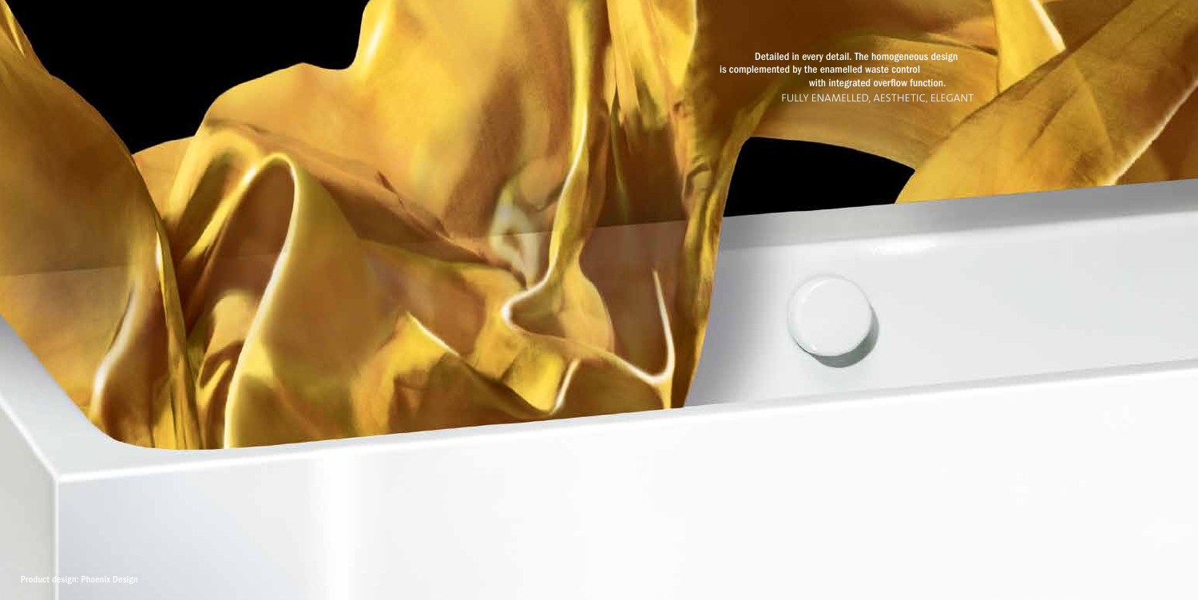Detailed in every detail. The homogeneous design is complemented by the enamelled waste control with integrated overflow function.

FULLY ENAMELLED, AESTHETIC, ELEGANT

Product design: Phoenix Design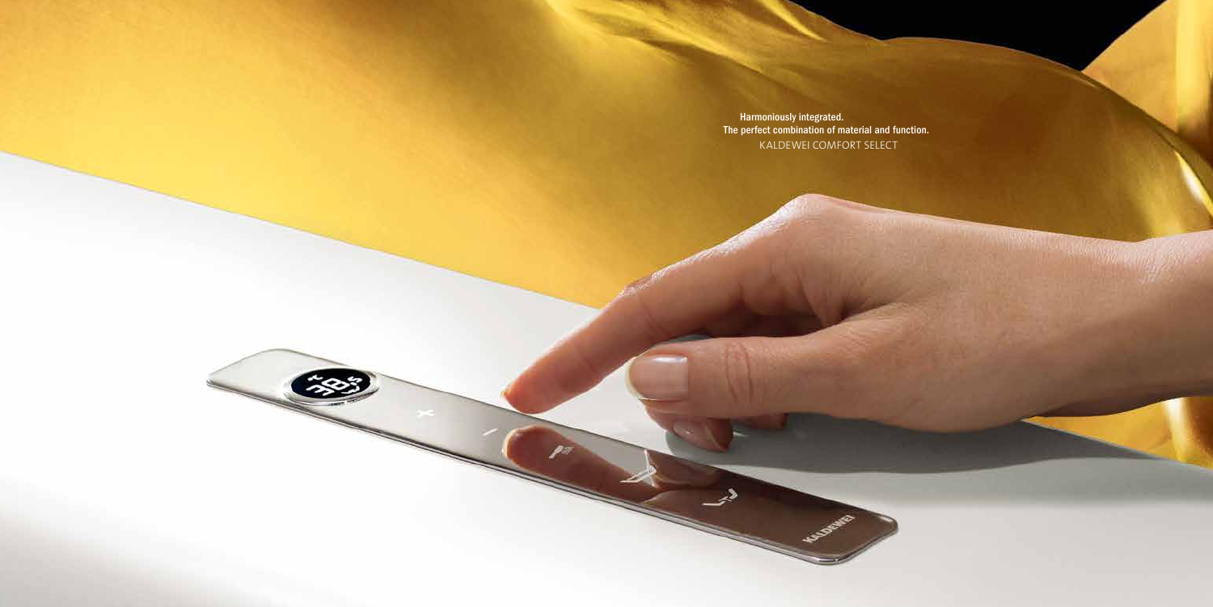**Harmoniously integrated.**
**The perfect combination of material and function.**
KALDEWEI COMFORT SELECT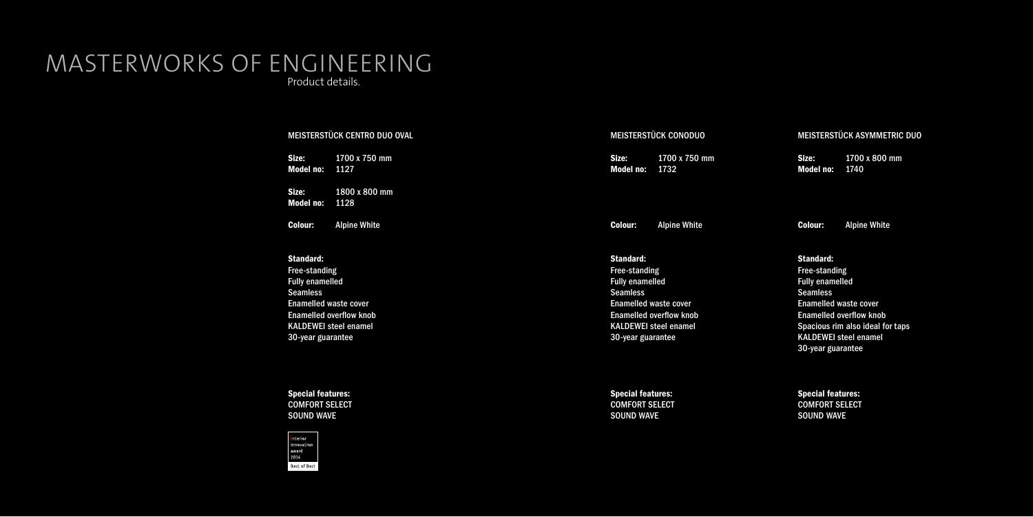# MASTERWORKS OF ENGINEERING

Product details.

## MEISTERSTÜCK CENTRO DUO OVAL

**Size:** 1700 x 750 mm
**Model no:** 1127

**Size:** 1800 x 800 mm
**Model no:** 1128

**Colour:** Alpine White

**Standard:**
Free-standing
Fully enamelled
Seamless
Enamelled waste cover
Enamelled overflow knob
KALDEWEI steel enamel
30-year guarantee

**Special features:**
COMFORT SELECT
SOUND WAVE

interior innovation award 2014
Best of Best

## MEISTERSTÜCK CONODUO

**Size:** 1700 x 750 mm
**Model no:** 1732

**Colour:** Alpine White

**Standard:**
Free-standing
Fully enamelled
Seamless
Enamelled waste cover
Enamelled overflow knob
KALDEWEI steel enamel
30-year guarantee

**Special features:**
COMFORT SELECT
SOUND WAVE

## MEISTERSTÜCK ASYMMETRIC DUO

**Size:** 1700 x 800 mm
**Model no:** 1740

**Colour:** Alpine White

**Standard:**
Free-standing
Fully enamelled
Seamless
Enamelled waste cover
Enamelled overflow knob
Spacious rim also ideal for taps
KALDEWEI steel enamel
30-year guarantee

**Special features:**
COMFORT SELECT
SOUND WAVE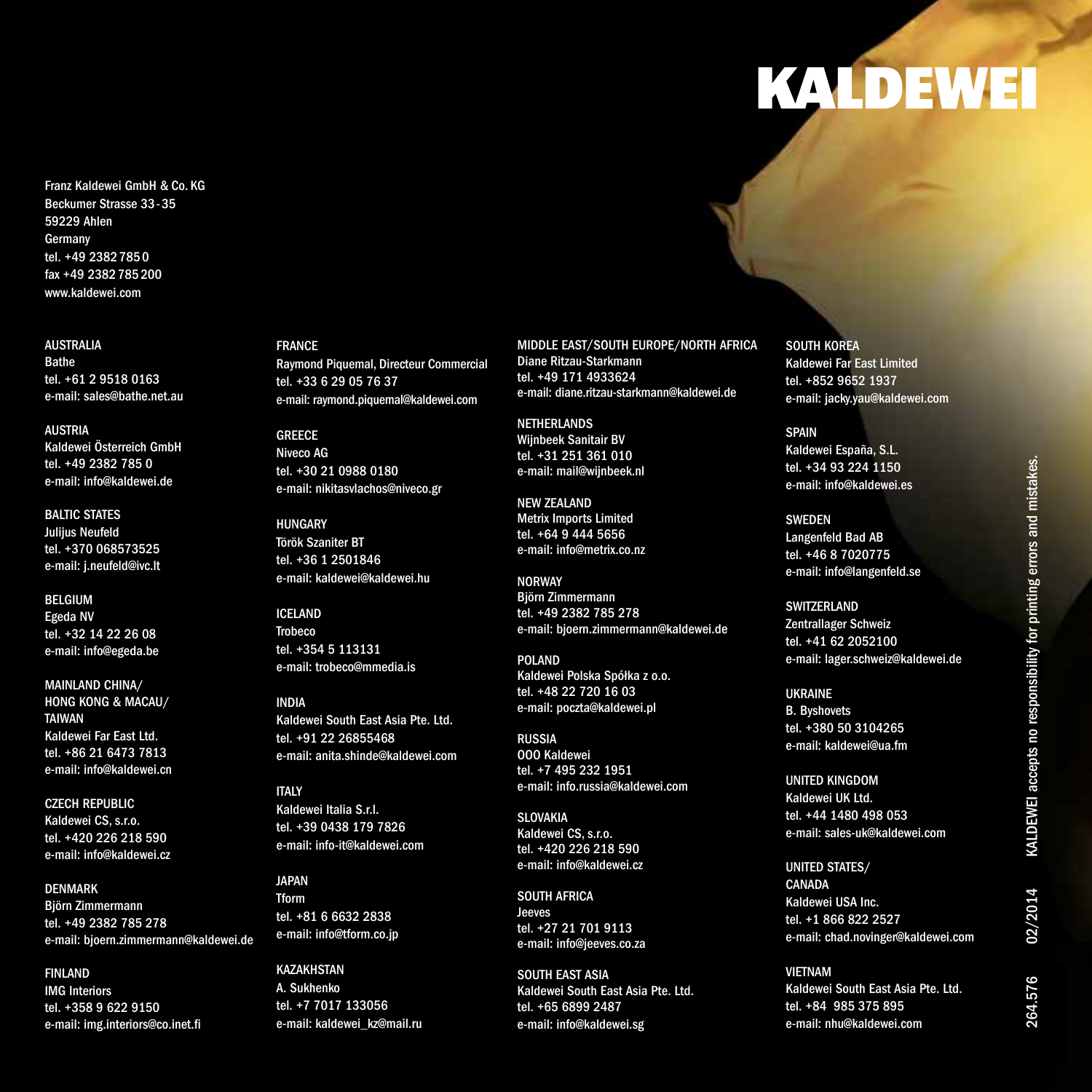# KALDEWEI

Franz Kaldewei GmbH & Co. KG
Beckumer Strasse 33-35
59229 Ahlen
Germany
tel. +49 2382 785 0
fax +49 2382 785 200
www.kaldewei.com

AUSTRALIA
Bathe
tel. +61 2 9518 0163
e-mail: sales@bathe.net.au

AUSTRIA
Kaldewei Österreich GmbH
tel. +49 2382 785 0
e-mail: info@kaldewei.de

BALTIC STATES
Julijus Neufeld
tel. +370 068573525
e-mail: j.neufeld@ivc.lt

BELGIUM
Egeda NV
tel. +32 14 22 26 08
e-mail: info@egeda.be

MAINLAND CHINA/
HONG KONG & MACAU/
TAIWAN
Kaldewei Far East Ltd.
tel. +86 21 6473 7813
e-mail: info@kaldewei.cn

CZECH REPUBLIC
Kaldewei CS, s.r.o.
tel. +420 226 218 590
e-mail: info@kaldewei.cz

DENMARK
Björn Zimmermann
tel. +49 2382 785 278
e-mail: bjoern.zimmermann@kaldewei.de

FINLAND
IMG Interiors
tel. +358 9 622 9150
e-mail: img.interiors@co.inet.fi

FRANCE
Raymond Piquemal, Directeur Commercial
tel. +33 6 29 05 76 37
e-mail: raymond.piquemal@kaldewei.com

GREECE
Niveco AG
tel. +30 21 0988 0180
e-mail: nikitasvlachos@niveco.gr

HUNGARY
Török Szaniter BT
tel. +36 1 2501846
e-mail: kaldewei@kaldewei.hu

ICELAND
Trobeco
tel. +354 5 113131
e-mail: trobeco@mmedia.is

INDIA
Kaldewei South East Asia Pte. Ltd.
tel. +91 22 26855468
e-mail: anita.shinde@kaldewei.com

ITALY
Kaldewei Italia S.r.l.
tel. +39 0438 179 7826
e-mail: info-it@kaldewei.com

JAPAN
Tform
tel. +81 6 6632 2838
e-mail: info@tform.co.jp

KAZAKHSTAN
A. Sukhenko
tel. +7 7017 133056
e-mail: kaldewei_kz@mail.ru

MIDDLE EAST/SOUTH EUROPE/NORTH AFRICA
Diane Ritzau-Starkmann
tel. +49 171 4933624
e-mail: diane.ritzau-starkmann@kaldewei.de

NETHERLANDS
Wijnbeek Sanitair BV
tel. +31 251 361 010
e-mail: mail@wijnbeek.nl

NEW ZEALAND
Metrix Imports Limited
tel. +64 9 444 5656
e-mail: info@metrix.co.nz

NORWAY
Björn Zimmermann
tel. +49 2382 785 278
e-mail: bjoern.zimmermann@kaldewei.de

POLAND
Kaldewei Polska Spółka z o.o.
tel. +48 22 720 16 03
e-mail: poczta@kaldewei.pl

RUSSIA
OOO Kaldewei
tel. +7 495 232 1951
e-mail: info.russia@kaldewei.com

SLOVAKIA
Kaldewei CS, s.r.o.
tel. +420 226 218 590
e-mail: info@kaldewei.cz

SOUTH AFRICA
Jeeves
tel. +27 21 701 9113
e-mail: info@jeeves.co.za

SOUTH EAST ASIA
Kaldewei South East Asia Pte. Ltd.
tel. +65 6899 2487
e-mail: info@kaldewei.sg

SOUTH KOREA
Kaldewei Far East Limited
tel. +852 9652 1937
e-mail: jacky.yau@kaldewei.com

SPAIN
Kaldewei España, S.L.
tel. +34 93 224 1150
e-mail: info@kaldewei.es

SWEDEN
Langenfeld Bad AB
tel. +46 8 7020775
e-mail: info@langenfeld.se

SWITZERLAND
Zentrallager Schweiz
tel. +41 62 2052100
e-mail: lager.schweiz@kaldewei.de

UKRAINE
B. Byshovets
tel. +380 50 3104265
e-mail: kaldewei@ua.fm

UNITED KINGDOM
Kaldewei UK Ltd.
tel. +44 1480 498 053
e-mail: sales-uk@kaldewei.com

UNITED STATES/
CANADA
Kaldewei USA Inc.
tel. +1 866 822 2527
e-mail: chad.novinger@kaldewei.com

VIETNAM
Kaldewei South East Asia Pte. Ltd.
tel. +84 985 375 895
e-mail: nhu@kaldewei.com

264.576 02/2014 KALDEWEI accepts no responsibility for printing errors and mistakes.